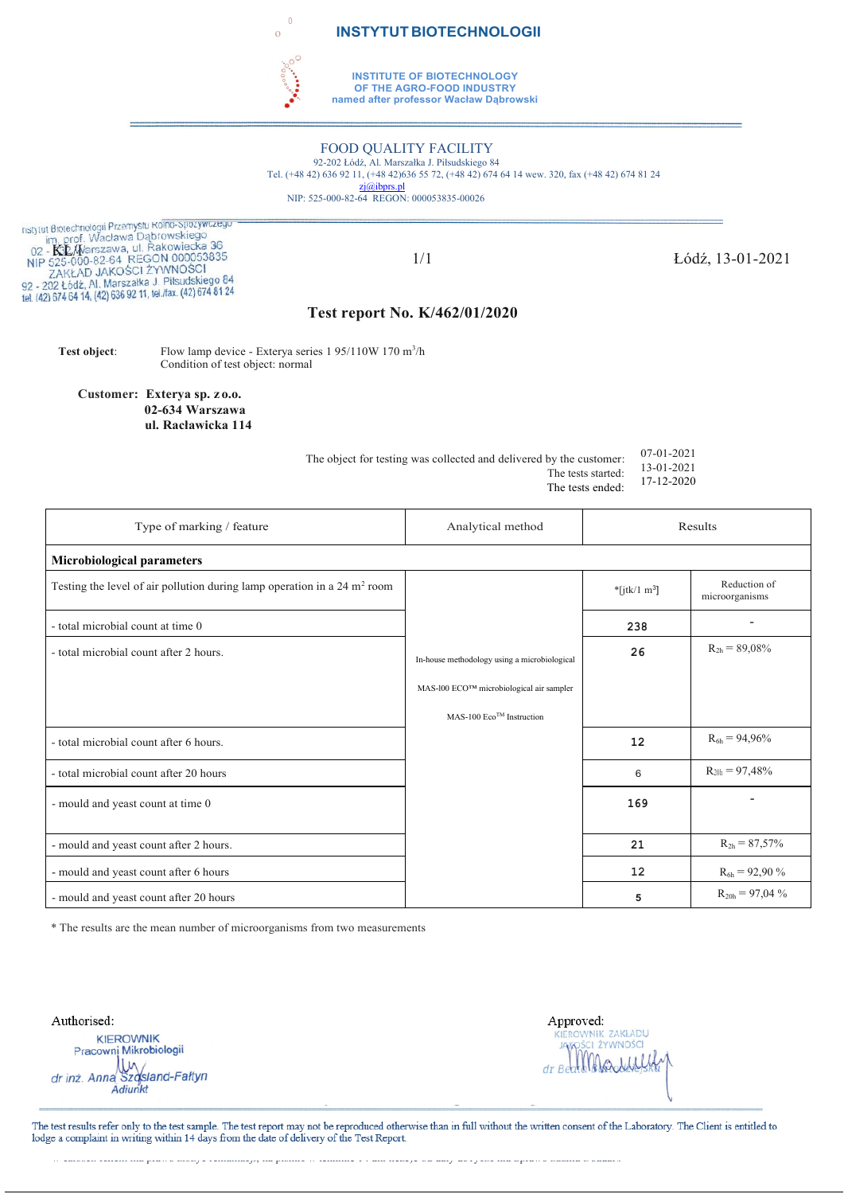# INSTYTUT BIOTECHNOLOGII

INSTITUTE OF BIOTECHNOLOGY
OF THE AGRO-FOOD INDUSTRY
named after professor Wacław Dąbrowski

## FOOD QUALITY FACILITY

92-202 Łódź, Al. Marszałka J. Piłsudskiego 84
Tel. (+48 42) 636 92 11, (+48 42)636 55 72, (+48 42) 674 64 14 wew. 320, fax (+48 42) 674 81 24
zj@ibprs.pl
NIP: 525-000-82-64 REGON: 000053835-00026

Instytut Biotechnologii Przemysłu Rolno-Spożywczego
im. prof. Wacława Dąbrowskiego
02 - 532 Warszawa, ul. Rakowiecka 36
NIP 525-000-82-64 REGON 000053835
ZAKŁAD JAKOŚCI ŻYWNOŚCI
92 - 202 Łódź, Al. Marszałka J. Piłsudskiego 84
tel. (42) 674 64 14, (42) 636 92 11, tel./fax. (42) 674 81 24

KL/1

1/1

Łódź, 13-01-2021

## Test report No. K/462/01/2020

**Test object**: Flow lamp device - Exterya series 1 95/110W 170 m$^3$/h
Condition of test object: normal

**Customer: Exterya sp. z o.o.**
**02-634 Warszawa**
**ul. Racławicka 114**

| | |
|---|---|
| The object for testing was collected and delivered by the customer: | 07-01-2021 |
| The tests started: | 13-01-2021 |
| The tests ended: | 17-12-2020 |

| Type of marking / feature | Analytical method | Results | |
|---|---|---|---|
| **Microbiological parameters** | | | |
| Testing the level of air pollution during lamp operation in a 24 m$^2$ room | In-house methodology using a microbiological MAS-l00 ECO™ microbiological air sampler MAS-100 Eco™ Instruction | *[jtk/1 m$^3$] | Reduction of microorganisms |
| - total microbial count at time 0 | | 238 | - |
| - total microbial count after 2 hours. | | 26 | $R_{2h}$ = 89,08% |
| - total microbial count after 6 hours. | | 12 | $R_{6h}$ = 94,96% |
| - total microbial count after 20 hours | | 6 | $R_{20h}$ = 97,48% |
| - mould and yeast count at time 0 | | 169 | - |
| - mould and yeast count after 2 hours. | | 21 | $R_{2h}$ = 87,57% |
| - mould and yeast count after 6 hours | | 12 | $R_{6h}$ = 92,90 % |
| - mould and yeast count after 20 hours | | 5 | $R_{20h}$ = 97,04 % |

\* The results are the mean number of microorganisms from two measurements

Authorised:
KIEROWNIK
Pracowni Mikrobiologii
dr inż. Anna Szosland-Fałtyn
Adiunkt

Approved:
KIEROWNIK ZAKŁADU
JAKOŚCI ŻYWNOŚCI
dr Beata Bartodziejska

The test results refer only to the test sample. The test report may not be reproduced otherwise than in full without the written consent of the Laboratory. The Client is entitled to lodge a complaint in writing within 14 days from the date of delivery of the Test Report.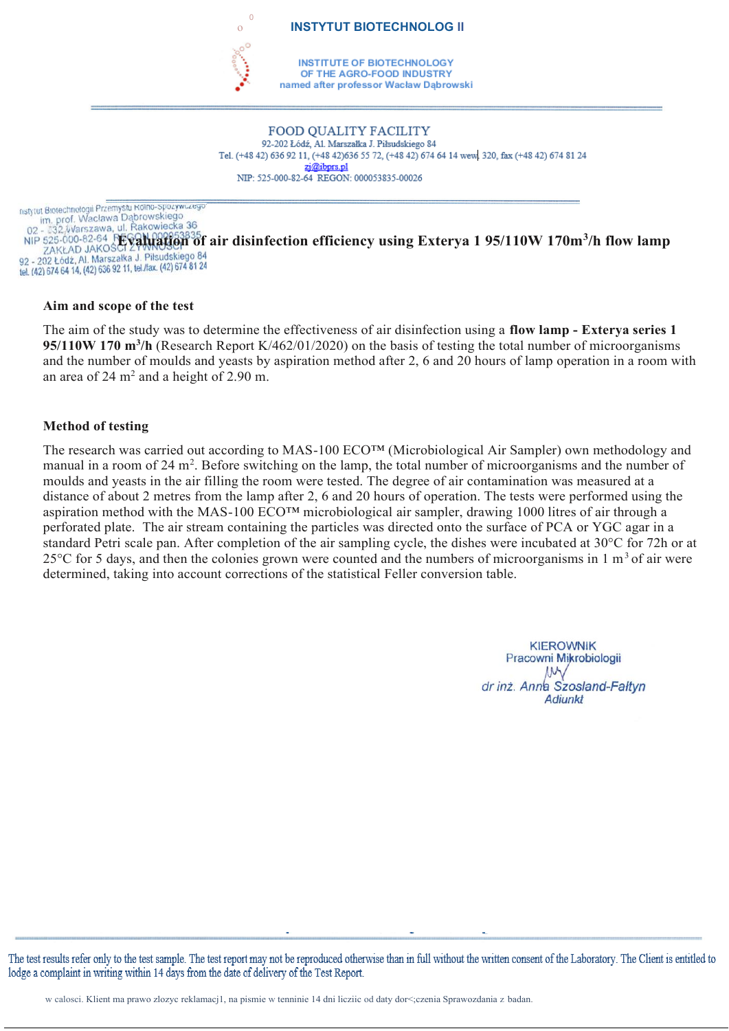INSTYTUT BIOTECHNOLOG II

INSTITUTE OF BIOTECHNOLOGY
OF THE AGRO-FOOD INDUSTRY
named after professor Wacław Dąbrowski

FOOD QUALITY FACILITY
92-202 Łódź, Al. Marszałka J. Piłsudskiego 84
Tel. (+48 42) 636 92 11, (+48 42)636 55 72, (+48 42) 674 64 14 wew. 320, fax (+48 42) 674 81 24
zj@ibprs.pl
NIP: 525-000-82-64 REGON: 000053835-00026

Instytut Biotechnologii Przemysłu Rolno-Spożywczego
im. prof. Wacława Dąbrowskiego
02 - 532 Warszawa, ul. Rakowiecka 36
NIP 525-000-82-64 REGON 000053835
ZAKŁAD JAKOŚCI ŻYWNOŚCI
92 - 202 Łódź, Al. Marszałka J. Piłsudskiego 84
tel. (42) 674 64 14, (42) 636 92 11, tel./fax. (42) 674 81 24

# Evaluation of air disinfection efficiency using Exterya 1 95/110W 170m$^3$/h flow lamp

## Aim and scope of the test

The aim of the study was to determine the effectiveness of air disinfection using a **flow lamp - Exterya series 1 95/110W 170 m$^3$/h** (Research Report K/462/01/2020) on the basis of testing the total number of microorganisms and the number of moulds and yeasts by aspiration method after 2, 6 and 20 hours of lamp operation in a room with an area of 24 m$^2$ and a height of 2.90 m.

## Method of testing

The research was carried out according to MAS-100 ECO™ (Microbiological Air Sampler) own methodology and manual in a room of 24 m$^2$. Before switching on the lamp, the total number of microorganisms and the number of moulds and yeasts in the air filling the room were tested. The degree of air contamination was measured at a distance of about 2 metres from the lamp after 2, 6 and 20 hours of operation. The tests were performed using the aspiration method with the MAS-100 ECO™ microbiological air sampler, drawing 1000 litres of air through a perforated plate. The air stream containing the particles was directed onto the surface of PCA or YGC agar in a standard Petri scale pan. After completion of the air sampling cycle, the dishes were incubated at 30°C for 72h or at 25°C for 5 days, and then the colonies grown were counted and the numbers of microorganisms in 1 m$^3$ of air were determined, taking into account corrections of the statistical Feller conversion table.

KIEROWNIK
Pracowni Mikrobiologii
dr inż. Anna Szosland-Fałtyn
Adiunkt

The test results refer only to the test sample. The test report may not be reproduced otherwise than in full without the written consent of the Laboratory. The Client is entitled to lodge a complaint in writing within 14 days from the date of delivery of the Test Report.

w calosci. Klient ma prawo zlozyc reklamacj1, na pismie w tenninie 14 dni licziic od daty dor<;czenia Sprawozdania z badan.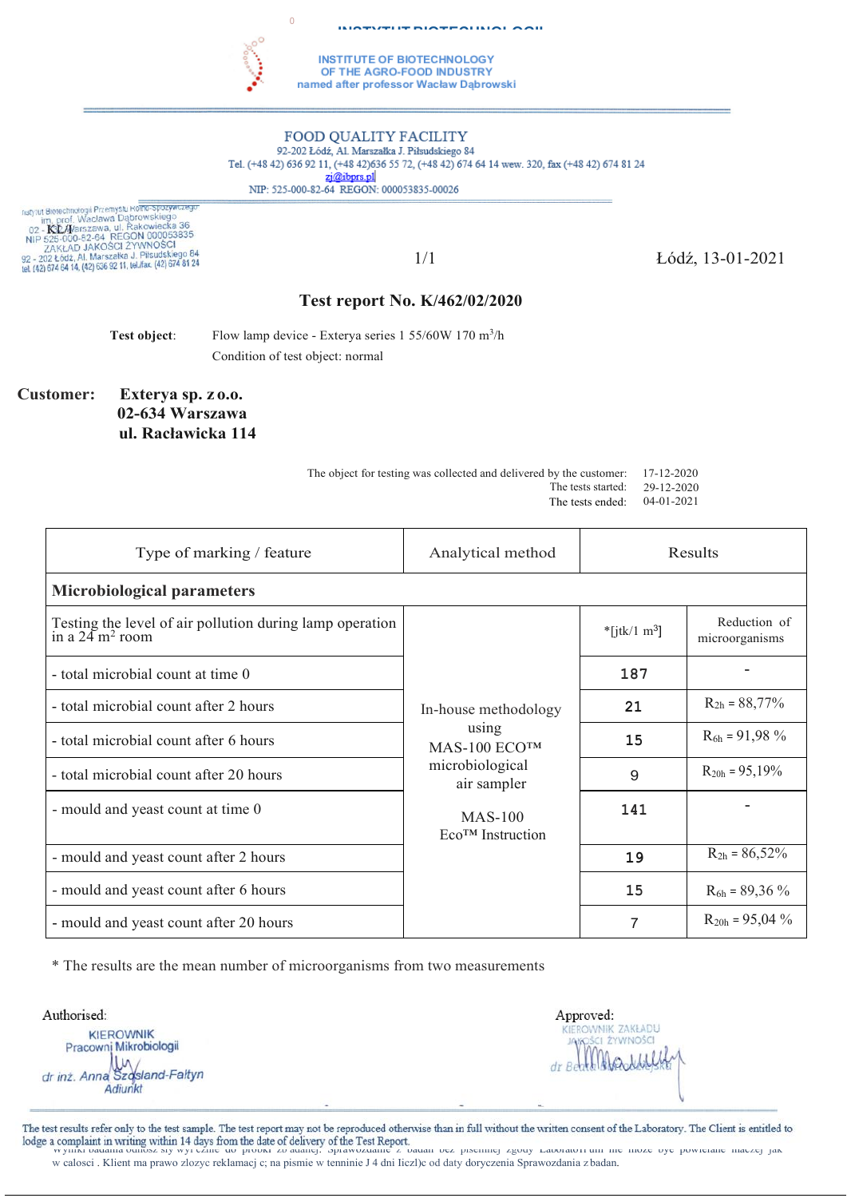INSTITUTE OF BIOTECHNOLOGY
OF THE AGRO-FOOD INDUSTRY
named after professor Wacław Dąbrowski

## FOOD QUALITY FACILITY

92-202 Łódź, Al. Marszałka J. Piłsudskiego 84
Tel. (+48 42) 636 92 11, (+48 42)636 55 72, (+48 42) 674 64 14 wew. 320, fax (+48 42) 674 81 24
zj@ibprs.pl
NIP: 525-000-82-64 REGON: 000053835-00026

Instytut Biotechnologii Przemysłu Rolno-Spożywczego
im. prof. Wacława Dąbrowskiego
02 - 532 Warszawa, ul. Rakowiecka 36
NIP 525-000-82-64 REGON 000053835
ZAKŁAD JAKOŚCI ŻYWNOŚCI
92 - 202 Łódź, Al. Marszałka J. Piłsudskiego 84
tel. (42) 674 64 14, (42) 636 92 11, tel./fax. (42) 674 81 24

1/1

Łódź, 13-01-2021

# Test report No. K/462/02/2020

**Test object**: Flow lamp device - Exterya series 1 55/60W 170 $m^3$/h
Condition of test object: normal

**Customer: Exterya sp. z o.o.**
**02-634 Warszawa**
**ul. Racławicka 114**

The object for testing was collected and delivered by the customer: 17-12-2020
The tests started: 29-12-2020
The tests ended: 04-01-2021

| Type of marking / feature | Analytical method | Results | |
|---|---|---|---|
| **Microbiological parameters** | | | |
| Testing the level of air pollution during lamp operation in a 24 $m^2$ room | In-house methodology using MAS-100 ECO™ microbiological air sampler<br><br>MAS-100 Eco™ Instruction | *[jtk/1 $m^3$] | Reduction of microorganisms |
| - total microbial count at time 0 | | 187 | - |
| - total microbial count after 2 hours | | 21 | $R_{2h}$ = 88,77% |
| - total microbial count after 6 hours | | 15 | $R_{6h}$ = 91,98 % |
| - total microbial count after 20 hours | | 9 | $R_{20h}$ = 95,19% |
| - mould and yeast count at time 0 | | 141 | - |
| - mould and yeast count after 2 hours | | 19 | $R_{2h}$ = 86,52% |
| - mould and yeast count after 6 hours | | 15 | $R_{6h}$ = 89,36 % |
| - mould and yeast count after 20 hours | | 7 | $R_{20h}$ = 95,04 % |

\* The results are the mean number of microorganisms from two measurements

Authorised:
KIEROWNIK
Pracowni Mikrobiologii
dr inż. Anna Szosland-Fałtyn
Adiunkt

Approved:
KIEROWNIK ZAKŁADU
JAKOŚCI ŻYWNOŚCI
dr Beata Bartodziejska

The test results refer only to the test sample. The test report may not be reproduced otherwise than in full without the written consent of the Laboratory. The Client is entitled to lodge a complaint in writing within 14 days from the date of delivery of the Test Report.

Wyniki badania odnoszą się wyłącznie do próbki badanej. Sprawozdanie z badań bez pisemnej zgody Laboratorium nie może być powielane inaczej jak w calosci . Klient ma prawo zlozyc reklamacj c; na pismie w tenninie J 4 dni liczl)c od daty doryczenia Sprawozdania z badan.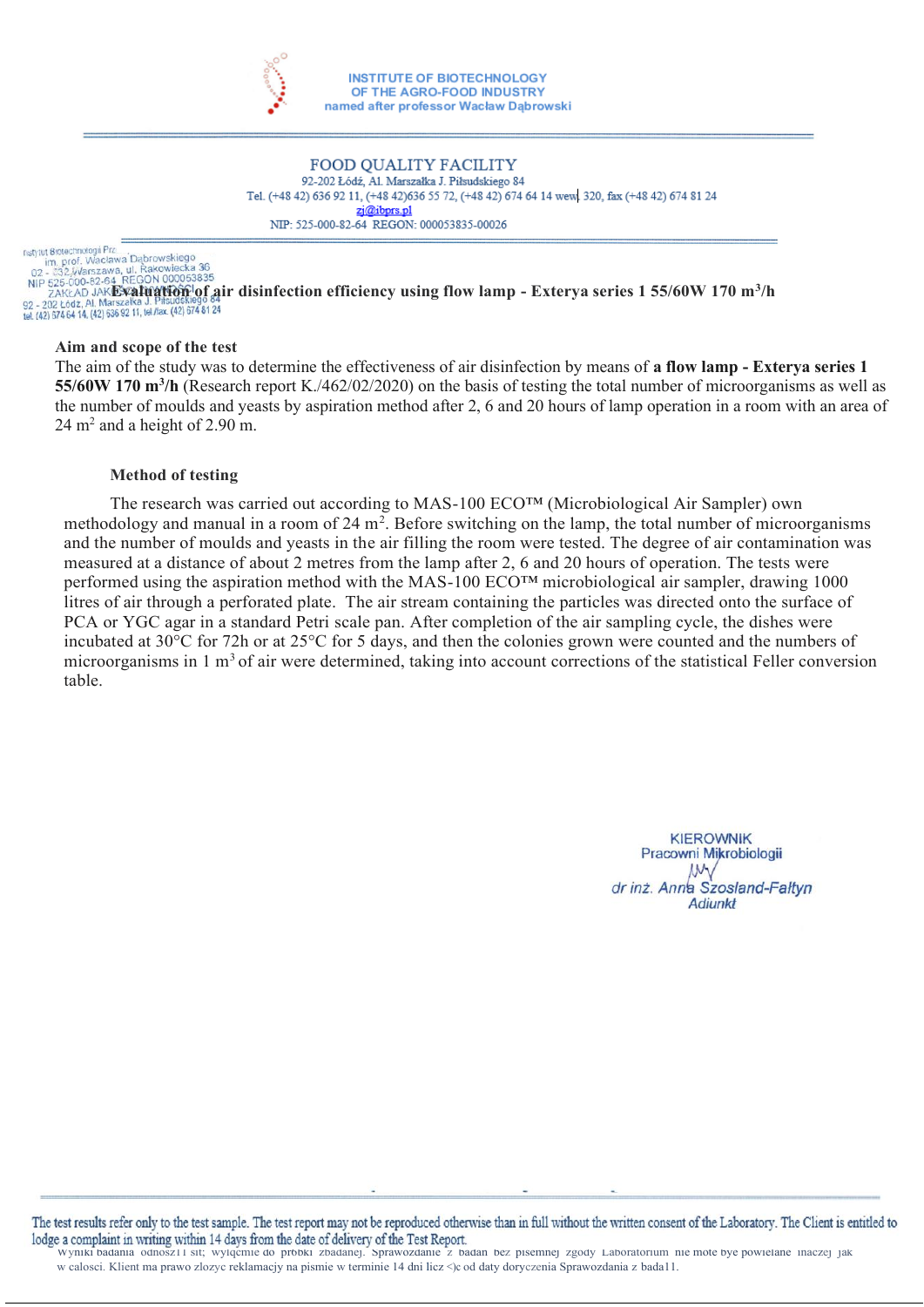INSTITUTE OF BIOTECHNOLOGY
OF THE AGRO-FOOD INDUSTRY
named after professor Wacław Dąbrowski

FOOD QUALITY FACILITY
92-202 Łódź, Al. Marszałka J. Piłsudskiego 84
Tel. (+48 42) 636 92 11, (+48 42)636 55 72, (+48 42) 674 64 14 wew. 320, fax (+48 42) 674 81 24
zj@ibprs.pl
NIP: 525-000-82-64 REGON: 000053835-00026

Instytut Biotechnologii Prz.
im. prof. Wacława Dąbrowskiego
02 - 532 Warszawa, ul. Rakowiecka 36
NIP 525-000-82-64 REGON 000053835
ZAKŁAD JAKOŚCI
92 - 202 Łódź, Al. Marszałka J. Piłsudskiego 84
tel. (42) 674 64 14, (42) 636 92 11, tel./fax. (42) 674 81 24

## Evaluation of air disinfection efficiency using flow lamp - Exterya series 1 55/60W 170 m³/h

### Aim and scope of the test

The aim of the study was to determine the effectiveness of air disinfection by means of **a flow lamp - Exterya series 1 55/60W 170 m³/h** (Research report K./462/02/2020) on the basis of testing the total number of microorganisms as well as the number of moulds and yeasts by aspiration method after 2, 6 and 20 hours of lamp operation in a room with an area of 24 m² and a height of 2.90 m.

### Method of testing

The research was carried out according to MAS-100 ECO™ (Microbiological Air Sampler) own methodology and manual in a room of 24 m². Before switching on the lamp, the total number of microorganisms and the number of moulds and yeasts in the air filling the room were tested. The degree of air contamination was measured at a distance of about 2 metres from the lamp after 2, 6 and 20 hours of operation. The tests were performed using the aspiration method with the MAS-100 ECO™ microbiological air sampler, drawing 1000 litres of air through a perforated plate. The air stream containing the particles was directed onto the surface of PCA or YGC agar in a standard Petri scale pan. After completion of the air sampling cycle, the dishes were incubated at 30°C for 72h or at 25°C for 5 days, and then the colonies grown were counted and the numbers of microorganisms in 1 m³ of air were determined, taking into account corrections of the statistical Feller conversion table.

KIEROWNIK
Pracowni Mikrobiologii
dr inż. Anna Szosland-Fałtyn
Adiunkt

The test results refer only to the test sample. The test report may not be reproduced otherwise than in full without the written consent of the Laboratory. The Client is entitled to lodge a complaint in writing within 14 days from the date of delivery of the Test Report.

Wyniki badania odnoszą się wyłącznie do próbki zbadanej. Sprawozdanie z badań bez pisemnej zgody Laboratorium nie może być powielane inaczej jak w całości. Klient ma prawo złożyć reklamację na piśmie w terminie 14 dni licząc od daty doręczenia Sprawozdania z badań.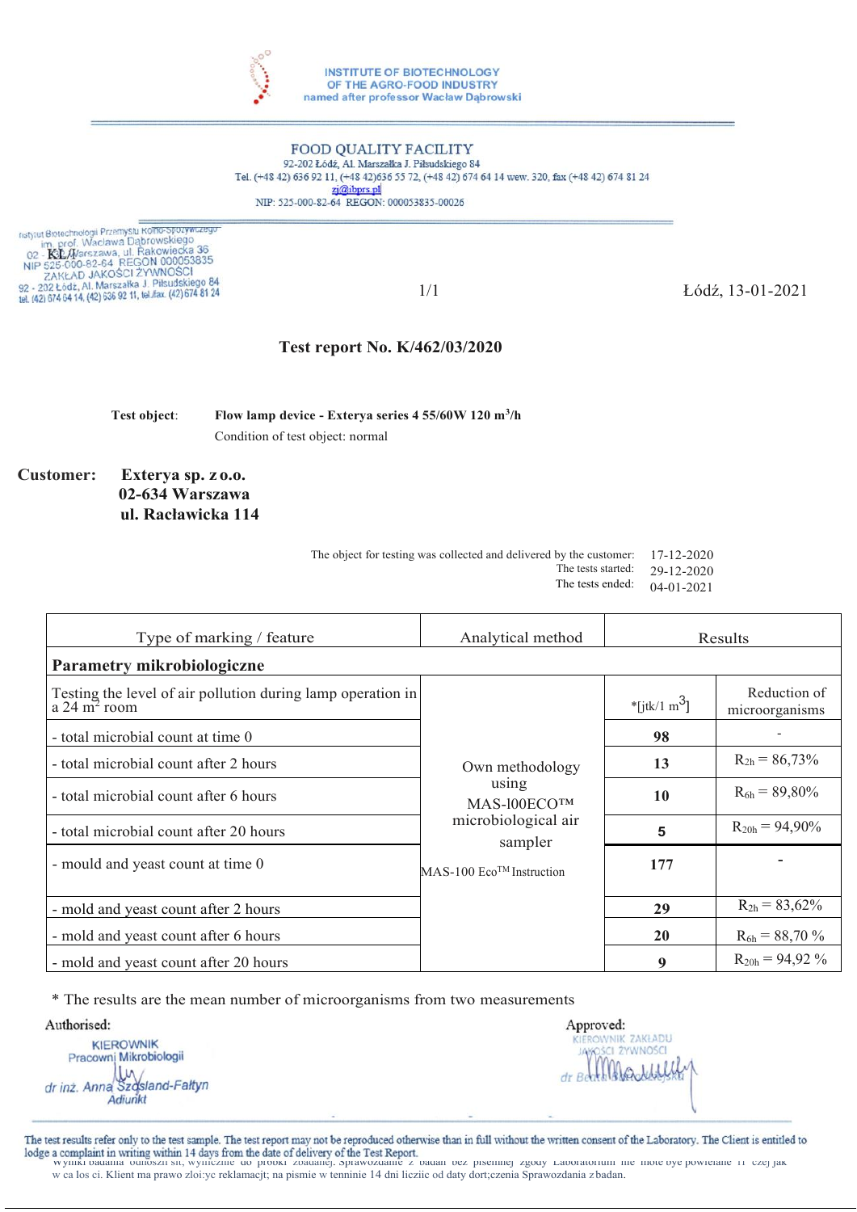INSTITUTE OF BIOTECHNOLOGY
OF THE AGRO-FOOD INDUSTRY
named after professor Wacław Dąbrowski

FOOD QUALITY FACILITY
92-202 Łódź, Al. Marszałka J. Piłsudskiego 84
Tel. (+48 42) 636 92 11, (+48 42)636 55 72, (+48 42) 674 64 14 wew. 320, fax (+48 42) 674 81 24
zj@ibprs.pl
NIP: 525-000-82-64 REGON: 000053835-00026

Instytut Biotechnologii Przemysłu Rolno-Spożywczego
im. prof. Wacława Dąbrowskiego
02 - 532 Warszawa, ul. Rakowiecka 36
NIP 525-000-82-64 REGON 000053835
ZAKŁAD JAKOŚCI ŻYWNOŚCI
92 - 202 Łódź, Al. Marszałka J. Piłsudskiego 84
tel. (42) 674 64 14, (42) 636 92 11, tel./fax (42) 674 81 24

KŁA

1/1 Łódź, 13-01-2021

## Test report No. K/462/03/2020

**Test object:** **Flow lamp device - Exterya series 4 55/60W 120 m$^3$/h**
Condition of test object: normal

**Customer:** **Exterya sp. z o.o.**
**02-634 Warszawa**
**ul. Racławicka 114**

The object for testing was collected and delivered by the customer: 17-12-2020
The tests started: 29-12-2020
The tests ended: 04-01-2021

| Type of marking / feature | Analytical method | Results | |
|---|---|---|---|
| **Parametry mikrobiologiczne** | | | |
| Testing the level of air pollution during lamp operation in a 24 m$^2$ room | Own methodology using MAS-l00ECO™ microbiological air sampler<br>MAS-100 Eco™ Instruction | *[jtk/1 m$^3$] | Reduction of microorganisms |
| - total microbial count at time 0 | | **98** | - |
| - total microbial count after 2 hours | | **13** | $R_{2h}$ = 86,73% |
| - total microbial count after 6 hours | | **10** | $R_{6h}$ = 89,80% |
| - total microbial count after 20 hours | | **5** | $R_{20h}$ = 94,90% |
| - mould and yeast count at time 0 | | **177** | - |
| - mold and yeast count after 2 hours | | **29** | $R_{2h}$ = 83,62% |
| - mold and yeast count after 6 hours | | **20** | $R_{6h}$ = 88,70 % |
| - mold and yeast count after 20 hours | | **9** | $R_{20h}$ = 94,92 % |

\* The results are the mean number of microorganisms from two measurements

Authorised:
KIEROWNIK
Pracowni Mikrobiologii
dr inż. Anna Szosland-Fałtyn
Adiunkt

Approved:
KIEROWNIK ZAKŁADU
JAKOŚCI ŻYWNOŚCI
dr Beata Bartodziejska

The test results refer only to the test sample. The test report may not be reproduced otherwise than in full without the written consent of the Laboratory. The Client is entitled to lodge a complaint in writing within 14 days from the date of delivery of the Test Report.
Wyniki badania odnoszą się wyłącznie do próbki zbadanej. Sprawozdanie z badań bez pisemnej zgody Laboratorium nie może być powielane in czej jak w ca los ci. Klient ma prawo zloi:yc reklamacjt; na pismie w tenninie 14 dni licziic od daty dort;czenia Sprawozdania z badan.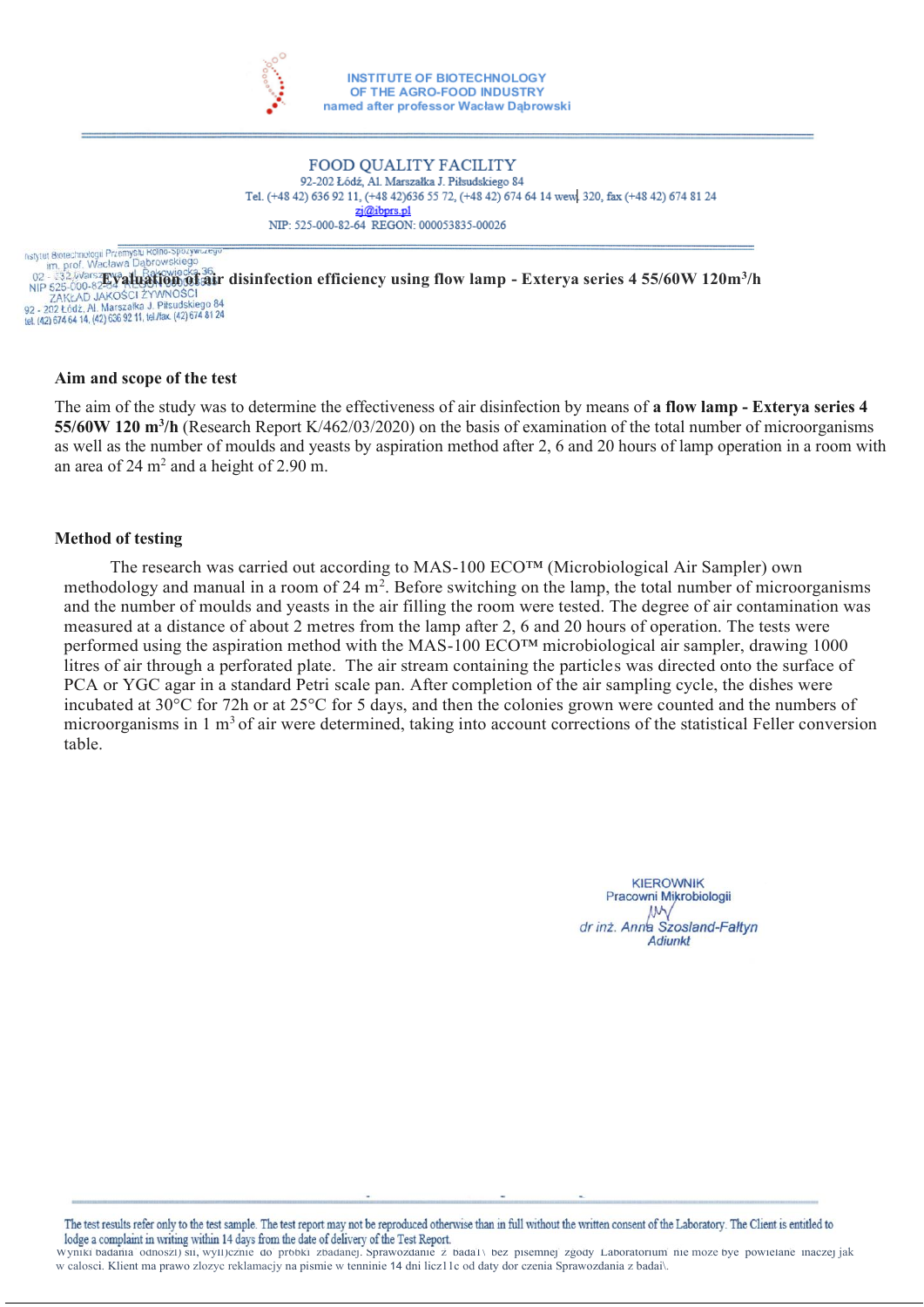INSTITUTE OF BIOTECHNOLOGY
OF THE AGRO-FOOD INDUSTRY
named after professor Wacław Dąbrowski

FOOD QUALITY FACILITY
92-202 Łódź, Al. Marszałka J. Piłsudskiego 84
Tel. (+48 42) 636 92 11, (+48 42)636 55 72, (+48 42) 674 64 14 wew. 320, fax (+48 42) 674 81 24
zj@ibprs.pl
NIP: 525-000-82-64 REGON: 000053835-00026

Instytut Biotechnologii Przemysłu Rolno-Spożywczego
im. prof. Wacława Dąbrowskiego
02 - 532 Warszawa, ul. Rakowiecka 36
NIP 525-000-82-64 REGON 000053835
ZAKŁAD JAKOŚCI ŻYWNOŚCI
92 - 202 Łódź, Al. Marszałka J. Piłsudskiego 84
tel. (42) 674 64 14, (42) 636 92 11, tel./fax (42) 674 81 24

**Evaluation of air disinfection efficiency using flow lamp - Exterya series 4 55/60W 120m$^3$/h**

## Aim and scope of the test

The aim of the study was to determine the effectiveness of air disinfection by means of **a flow lamp - Exterya series 4 55/60W 120 m$^3$/h** (Research Report K/462/03/2020) on the basis of examination of the total number of microorganisms as well as the number of moulds and yeasts by aspiration method after 2, 6 and 20 hours of lamp operation in a room with an area of 24 m$^2$ and a height of 2.90 m.

## Method of testing

The research was carried out according to MAS-100 ECO™ (Microbiological Air Sampler) own methodology and manual in a room of 24 m$^2$. Before switching on the lamp, the total number of microorganisms and the number of moulds and yeasts in the air filling the room were tested. The degree of air contamination was measured at a distance of about 2 metres from the lamp after 2, 6 and 20 hours of operation. The tests were performed using the aspiration method with the MAS-100 ECO™ microbiological air sampler, drawing 1000 litres of air through a perforated plate. The air stream containing the particles was directed onto the surface of PCA or YGC agar in a standard Petri scale pan. After completion of the air sampling cycle, the dishes were incubated at 30°C for 72h or at 25°C for 5 days, and then the colonies grown were counted and the numbers of microorganisms in 1 m$^3$ of air were determined, taking into account corrections of the statistical Feller conversion table.

KIEROWNIK
Pracowni Mikrobiologii
dr inż. Anna Szosland-Fałtyn
Adiunkt

The test results refer only to the test sample. The test report may not be reproduced otherwise than in full without the written consent of the Laboratory. The Client is entitled to lodge a complaint in writing within 14 days from the date of delivery of the Test Report.
Wyniki badania odnoszą się wyłącznie do próbki zbadanej. Sprawozdanie z badań bez pisemnej zgody Laboratorium nie może być powielane inaczej jak w całości. Klient ma prawo złożyć reklamację na piśmie w terminie 14 dni licząc od daty doręczenia Sprawozdania z badań.